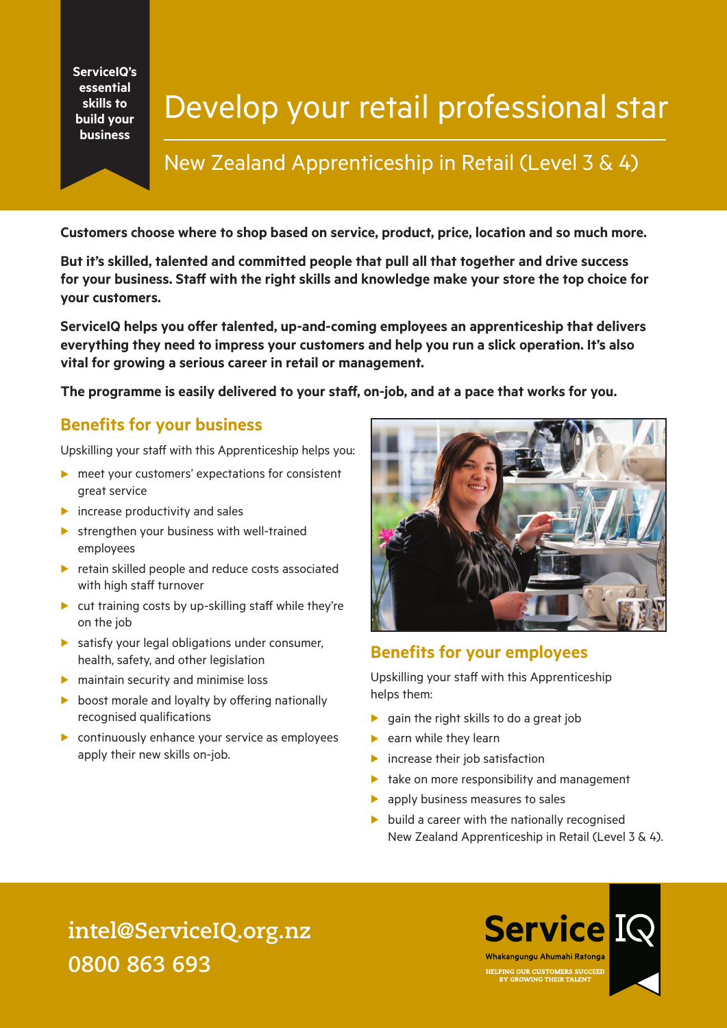ServiceIQ's essential skills to build your business

# Develop your retail professional star

## New Zealand Apprenticeship in Retail (Level 3 & 4)

**Customers choose where to shop based on service, product, price, location and so much more.**

**But it's skilled, talented and committed people that pull all that together and drive success for your business. Staff with the right skills and knowledge make your store the top choice for your customers.**

**ServiceIQ helps you offer talented, up-and-coming employees an apprenticeship that delivers everything they need to impress your customers and help you run a slick operation. It's also vital for growing a serious career in retail or management.**

**The programme is easily delivered to your staff, on-job, and at a pace that works for you.**

### Benefits for your business

Upskilling your staff with this Apprenticeship helps you:

- meet your customers' expectations for consistent great service
- increase productivity and sales
- strengthen your business with well-trained employees
- retain skilled people and reduce costs associated with high staff turnover
- cut training costs by up-skilling staff while they're on the job
- satisfy your legal obligations under consumer, health, safety, and other legislation
- maintain security and minimise loss
- boost morale and loyalty by offering nationally recognised qualifications
- continuously enhance your service as employees apply their new skills on-job.

### Benefits for your employees

Upskilling your staff with this Apprenticeship helps them:

- gain the right skills to do a great job
- earn while they learn
- increase their job satisfaction
- take on more responsibility and management
- apply business measures to sales
- build a career with the nationally recognised New Zealand Apprenticeship in Retail (Level 3 & 4).

intel@ServiceIQ.org.nz
0800 863 693

ServiceIQ
Whakangungu Ahumahi Ratonga
HELPING OUR CUSTOMERS SUCCEED BY GROWING THEIR TALENT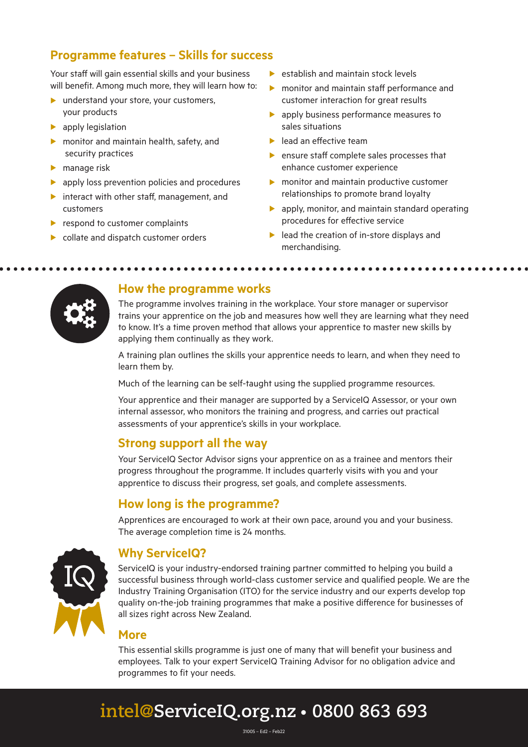## Programme features – Skills for success

Your staff will gain essential skills and your business will benefit. Among much more, they will learn how to:

- understand your store, your customers, your products
- apply legislation
- monitor and maintain health, safety, and security practices
- manage risk
- apply loss prevention policies and procedures
- interact with other staff, management, and customers
- respond to customer complaints
- collate and dispatch customer orders
- establish and maintain stock levels
- monitor and maintain staff performance and customer interaction for great results
- apply business performance measures to sales situations
- lead an effective team
- ensure staff complete sales processes that enhance customer experience
- monitor and maintain productive customer relationships to promote brand loyalty
- apply, monitor, and maintain standard operating procedures for effective service
- lead the creation of in-store displays and merchandising.

## How the programme works

The programme involves training in the workplace. Your store manager or supervisor trains your apprentice on the job and measures how well they are learning what they need to know. It's a time proven method that allows your apprentice to master new skills by applying them continually as they work.

A training plan outlines the skills your apprentice needs to learn, and when they need to learn them by.

Much of the learning can be self-taught using the supplied programme resources.

Your apprentice and their manager are supported by a ServiceIQ Assessor, or your own internal assessor, who monitors the training and progress, and carries out practical assessments of your apprentice's skills in your workplace.

## Strong support all the way

Your ServiceIQ Sector Advisor signs your apprentice on as a trainee and mentors their progress throughout the programme. It includes quarterly visits with you and your apprentice to discuss their progress, set goals, and complete assessments.

## How long is the programme?

Apprentices are encouraged to work at their own pace, around you and your business. The average completion time is 24 months.

## Why ServiceIQ?

ServiceIQ is your industry-endorsed training partner committed to helping you build a successful business through world-class customer service and qualified people. We are the Industry Training Organisation (ITO) for the service industry and our experts develop top quality on-the-job training programmes that make a positive difference for businesses of all sizes right across New Zealand.

## More

This essential skills programme is just one of many that will benefit your business and employees. Talk to your expert ServiceIQ Training Advisor for no obligation advice and programmes to fit your needs.

**intel@ServiceIQ.org.nz • 0800 863 693**

31005 – Ed2 – Feb22